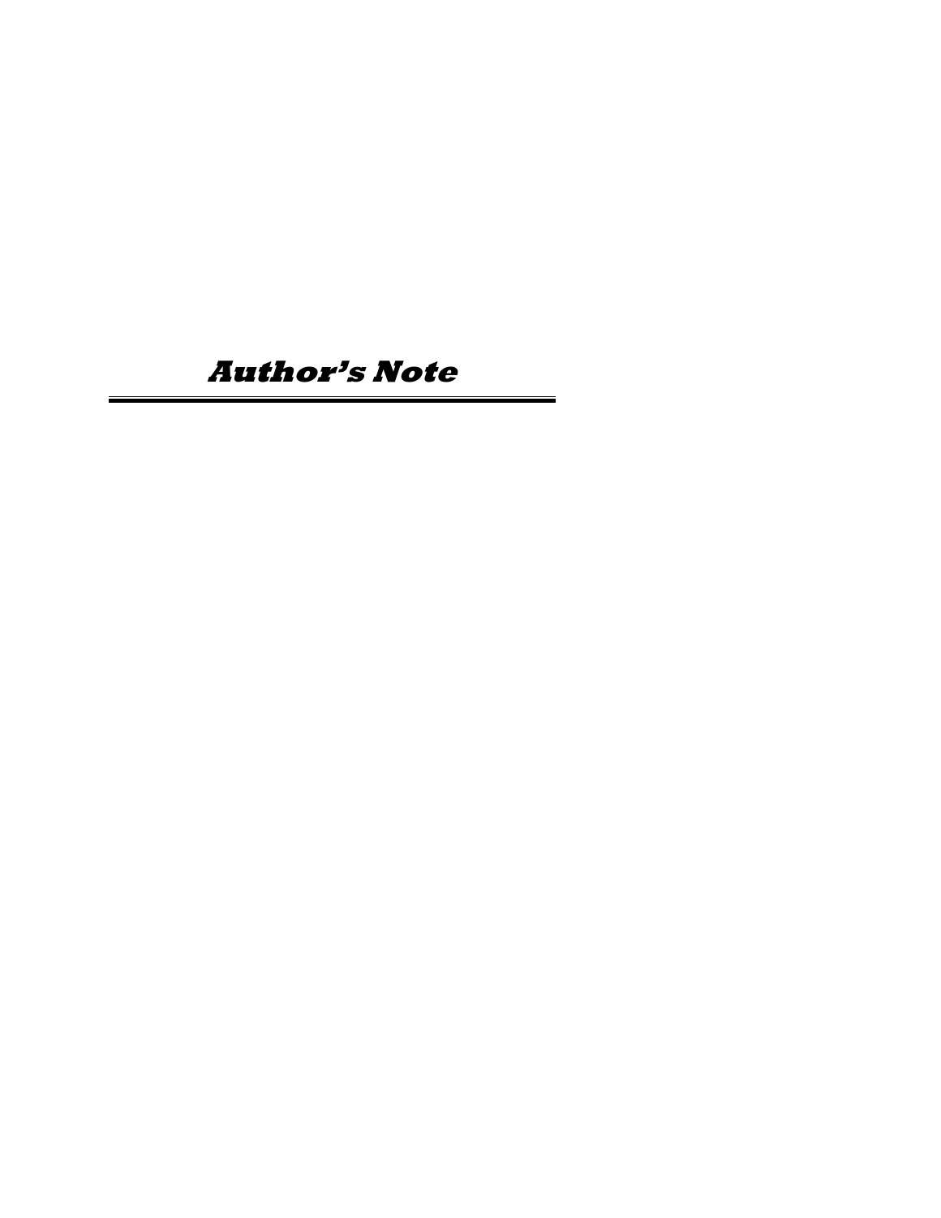# Author's Note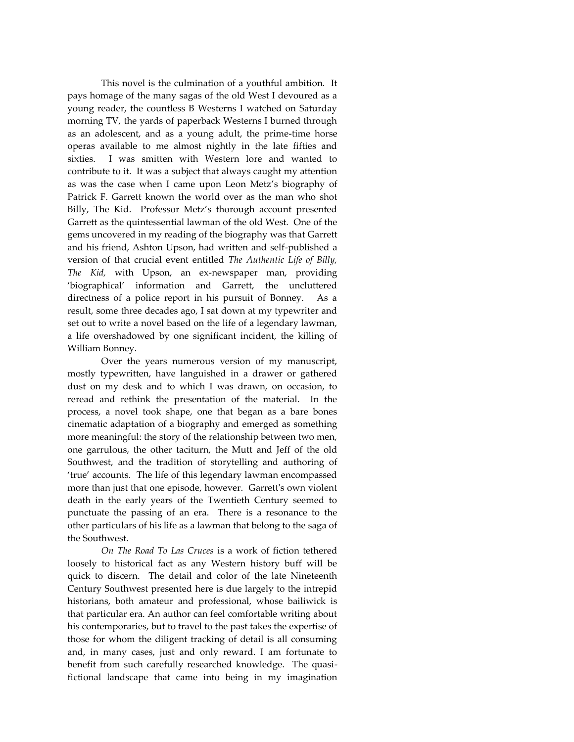This novel is the culmination of a youthful ambition. It pays homage of the many sagas of the old West I devoured as a young reader, the countless B Westerns I watched on Saturday morning TV, the yards of paperback Westerns I burned through as an adolescent, and as a young adult, the prime-time horse operas available to me almost nightly in the late fifties and sixties. I was smitten with Western lore and wanted to contribute to it. It was a subject that always caught my attention as was the case when I came upon Leon Metz's biography of Patrick F. Garrett known the world over as the man who shot Billy, The Kid. Professor Metz's thorough account presented Garrett as the quintessential lawman of the old West. One of the gems uncovered in my reading of the biography was that Garrett and his friend, Ashton Upson, had written and self-published a version of that crucial event entitled *The Authentic Life of Billy, The Kid,* with Upson, an ex-newspaper man, providing 'biographical' information and Garrett, the uncluttered directness of a police report in his pursuit of Bonney. As a result, some three decades ago, I sat down at my typewriter and set out to write a novel based on the life of a legendary lawman, a life overshadowed by one significant incident, the killing of William Bonney.

Over the years numerous version of my manuscript, mostly typewritten, have languished in a drawer or gathered dust on my desk and to which I was drawn, on occasion, to reread and rethink the presentation of the material. In the process, a novel took shape, one that began as a bare bones cinematic adaptation of a biography and emerged as something more meaningful: the story of the relationship between two men, one garrulous, the other taciturn, the Mutt and Jeff of the old Southwest, and the tradition of storytelling and authoring of 'true' accounts. The life of this legendary lawman encompassed more than just that one episode, however. Garrett's own violent death in the early years of the Twentieth Century seemed to punctuate the passing of an era. There is a resonance to the other particulars of his life as a lawman that belong to the saga of the Southwest.

*On The Road To Las Cruces* is a work of fiction tethered loosely to historical fact as any Western history buff will be quick to discern. The detail and color of the late Nineteenth Century Southwest presented here is due largely to the intrepid historians, both amateur and professional, whose bailiwick is that particular era. An author can feel comfortable writing about his contemporaries, but to travel to the past takes the expertise of those for whom the diligent tracking of detail is all consuming and, in many cases, just and only reward. I am fortunate to benefit from such carefully researched knowledge. The quasi-fictional landscape that came into being in my imagination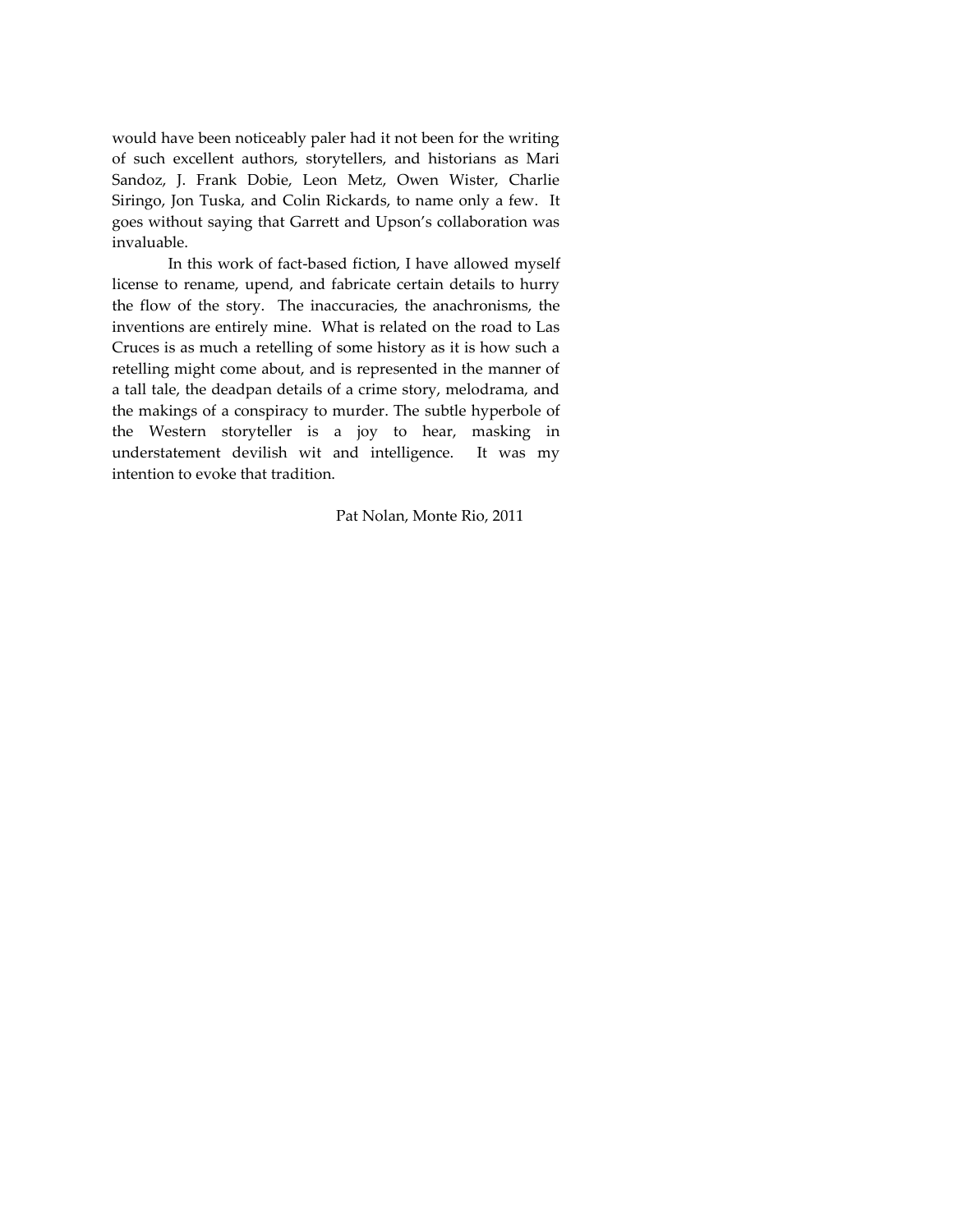would have been noticeably paler had it not been for the writing of such excellent authors, storytellers, and historians as Mari Sandoz, J. Frank Dobie, Leon Metz, Owen Wister, Charlie Siringo, Jon Tuska, and Colin Rickards, to name only a few. It goes without saying that Garrett and Upson's collaboration was invaluable.

In this work of fact-based fiction, I have allowed myself license to rename, upend, and fabricate certain details to hurry the flow of the story. The inaccuracies, the anachronisms, the inventions are entirely mine. What is related on the road to Las Cruces is as much a retelling of some history as it is how such a retelling might come about, and is represented in the manner of a tall tale, the deadpan details of a crime story, melodrama, and the makings of a conspiracy to murder. The subtle hyperbole of the Western storyteller is a joy to hear, masking in understatement devilish wit and intelligence. It was my intention to evoke that tradition.

Pat Nolan, Monte Rio, 2011